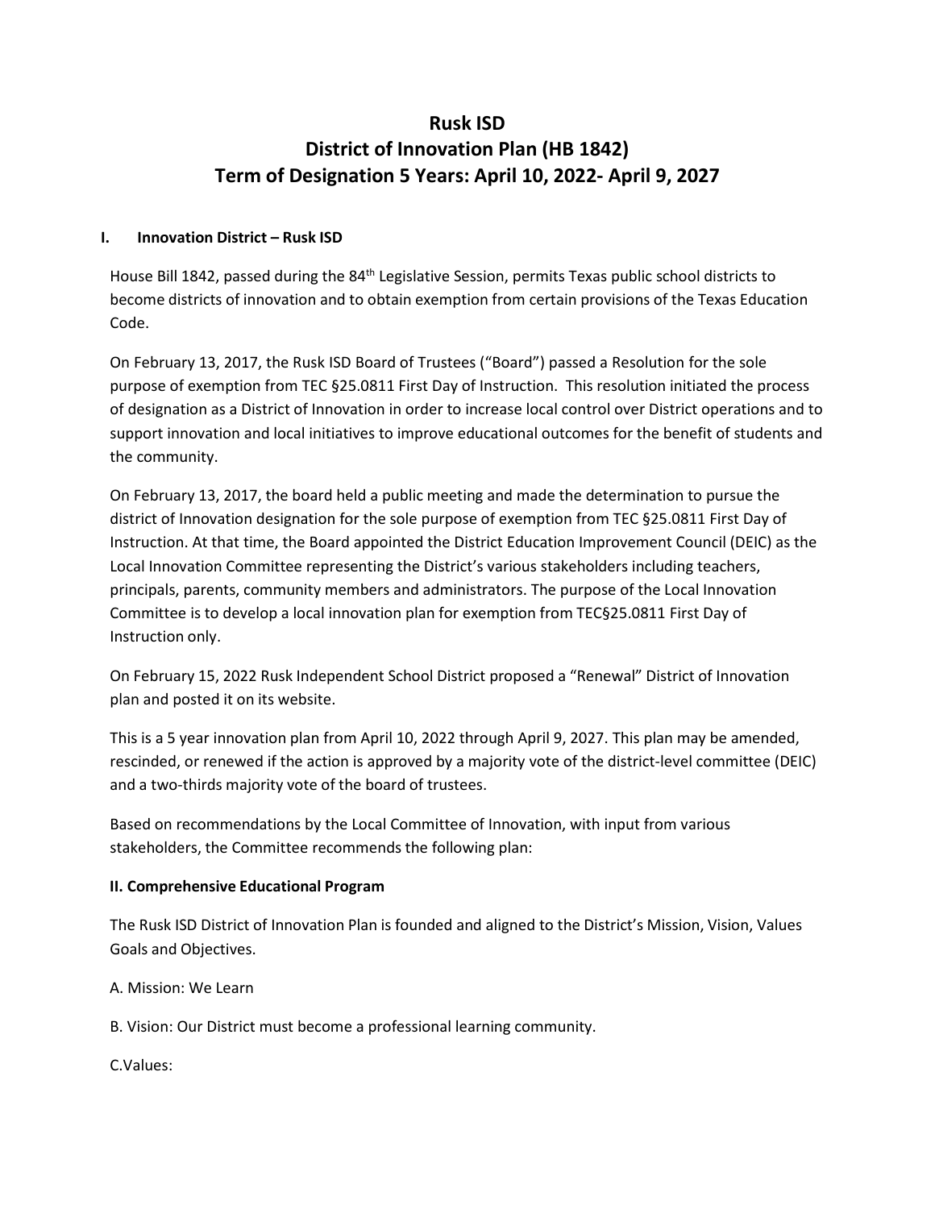# Rusk ISD
# District of Innovation Plan (HB 1842)
# Term of Designation 5 Years: April 10, 2022- April 9, 2027

## I. Innovation District – Rusk ISD

House Bill 1842, passed during the 84th Legislative Session, permits Texas public school districts to become districts of innovation and to obtain exemption from certain provisions of the Texas Education Code.

On February 13, 2017, the Rusk ISD Board of Trustees ("Board") passed a Resolution for the sole purpose of exemption from TEC §25.0811 First Day of Instruction. This resolution initiated the process of designation as a District of Innovation in order to increase local control over District operations and to support innovation and local initiatives to improve educational outcomes for the benefit of students and the community.

On February 13, 2017, the board held a public meeting and made the determination to pursue the district of Innovation designation for the sole purpose of exemption from TEC §25.0811 First Day of Instruction. At that time, the Board appointed the District Education Improvement Council (DEIC) as the Local Innovation Committee representing the District's various stakeholders including teachers, principals, parents, community members and administrators. The purpose of the Local Innovation Committee is to develop a local innovation plan for exemption from TEC§25.0811 First Day of Instruction only.

On February 15, 2022 Rusk Independent School District proposed a "Renewal" District of Innovation plan and posted it on its website.

This is a 5 year innovation plan from April 10, 2022 through April 9, 2027. This plan may be amended, rescinded, or renewed if the action is approved by a majority vote of the district-level committee (DEIC) and a two-thirds majority vote of the board of trustees.

Based on recommendations by the Local Committee of Innovation, with input from various stakeholders, the Committee recommends the following plan:

## II. Comprehensive Educational Program

The Rusk ISD District of Innovation Plan is founded and aligned to the District's Mission, Vision, Values Goals and Objectives.

A. Mission: We Learn

B. Vision: Our District must become a professional learning community.

C.Values: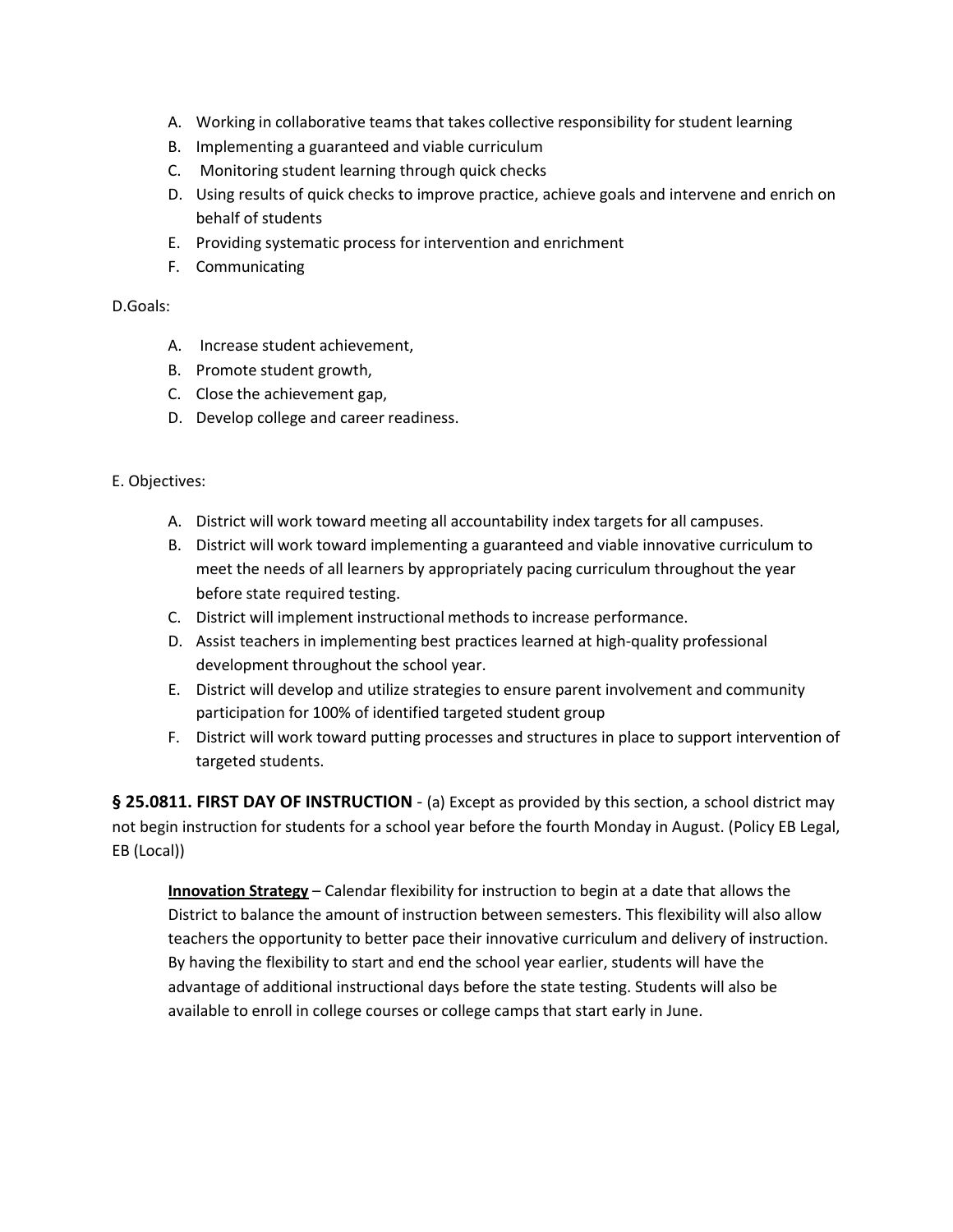A. Working in collaborative teams that takes collective responsibility for student learning
B. Implementing a guaranteed and viable curriculum
C. Monitoring student learning through quick checks
D. Using results of quick checks to improve practice, achieve goals and intervene and enrich on behalf of students
E. Providing systematic process for intervention and enrichment
F. Communicating

D.Goals:

A. Increase student achievement,
B. Promote student growth,
C. Close the achievement gap,
D. Develop college and career readiness.

E. Objectives:

A. District will work toward meeting all accountability index targets for all campuses.
B. District will work toward implementing a guaranteed and viable innovative curriculum to meet the needs of all learners by appropriately pacing curriculum throughout the year before state required testing.
C. District will implement instructional methods to increase performance.
D. Assist teachers in implementing best practices learned at high-quality professional development throughout the school year.
E. District will develop and utilize strategies to ensure parent involvement and community participation for 100% of identified targeted student group
F. District will work toward putting processes and structures in place to support intervention of targeted students.

**§ 25.0811. FIRST DAY OF INSTRUCTION** - (a) Except as provided by this section, a school district may not begin instruction for students for a school year before the fourth Monday in August. (Policy EB Legal, EB (Local))

> **Innovation Strategy** – Calendar flexibility for instruction to begin at a date that allows the District to balance the amount of instruction between semesters. This flexibility will also allow teachers the opportunity to better pace their innovative curriculum and delivery of instruction. By having the flexibility to start and end the school year earlier, students will have the advantage of additional instructional days before the state testing. Students will also be available to enroll in college courses or college camps that start early in June.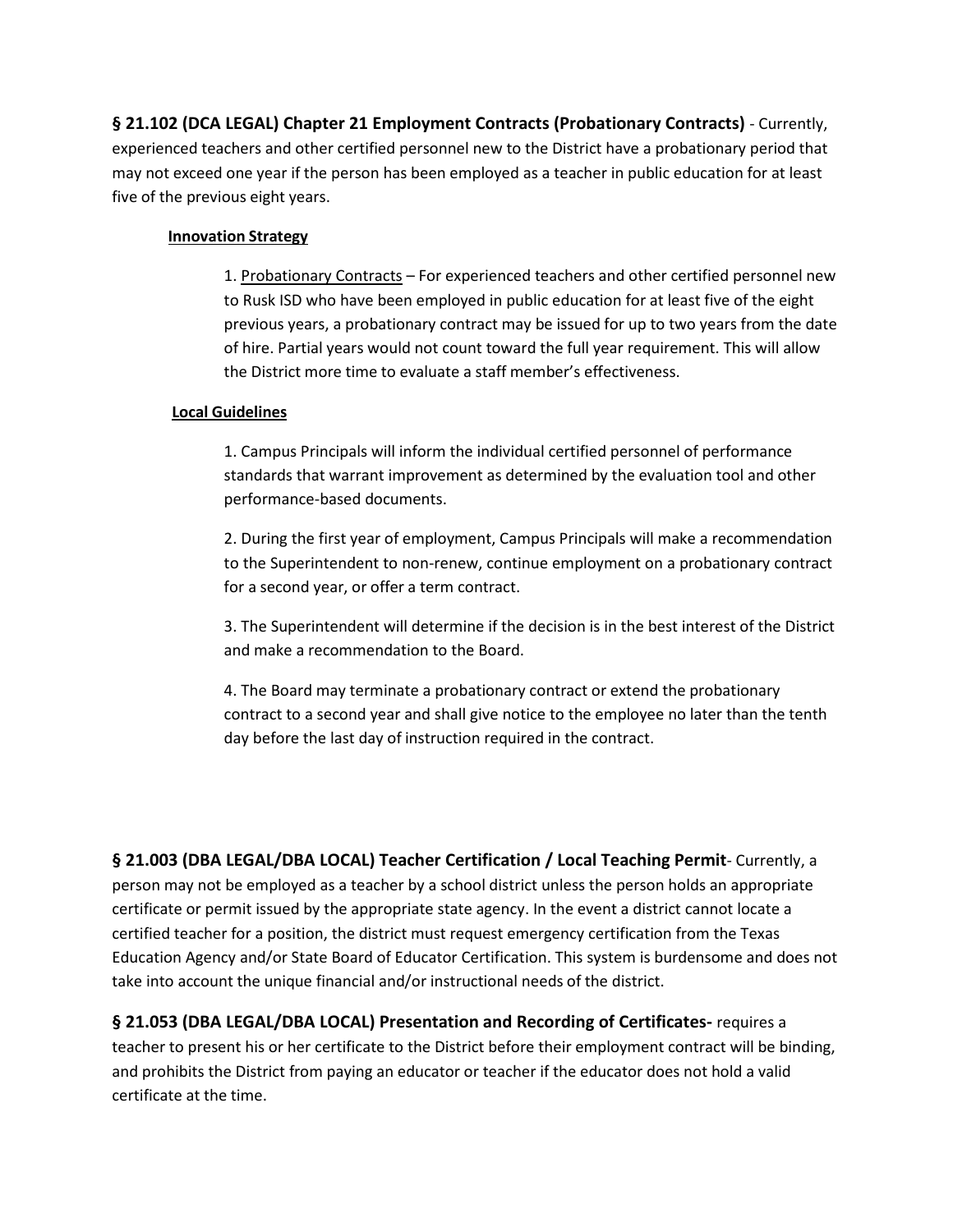**§ 21.102 (DCA LEGAL) Chapter 21 Employment Contracts (Probationary Contracts)** - Currently, experienced teachers and other certified personnel new to the District have a probationary period that may not exceed one year if the person has been employed as a teacher in public education for at least five of the previous eight years.

**Innovation Strategy**

1. Probationary Contracts – For experienced teachers and other certified personnel new to Rusk ISD who have been employed in public education for at least five of the eight previous years, a probationary contract may be issued for up to two years from the date of hire. Partial years would not count toward the full year requirement. This will allow the District more time to evaluate a staff member's effectiveness.

**Local Guidelines**

1. Campus Principals will inform the individual certified personnel of performance standards that warrant improvement as determined by the evaluation tool and other performance-based documents.

2. During the first year of employment, Campus Principals will make a recommendation to the Superintendent to non-renew, continue employment on a probationary contract for a second year, or offer a term contract.

3. The Superintendent will determine if the decision is in the best interest of the District and make a recommendation to the Board.

4. The Board may terminate a probationary contract or extend the probationary contract to a second year and shall give notice to the employee no later than the tenth day before the last day of instruction required in the contract.

**§ 21.003 (DBA LEGAL/DBA LOCAL) Teacher Certification / Local Teaching Permit**- Currently, a person may not be employed as a teacher by a school district unless the person holds an appropriate certificate or permit issued by the appropriate state agency. In the event a district cannot locate a certified teacher for a position, the district must request emergency certification from the Texas Education Agency and/or State Board of Educator Certification. This system is burdensome and does not take into account the unique financial and/or instructional needs of the district.

**§ 21.053 (DBA LEGAL/DBA LOCAL) Presentation and Recording of Certificates-** requires a teacher to present his or her certificate to the District before their employment contract will be binding, and prohibits the District from paying an educator or teacher if the educator does not hold a valid certificate at the time.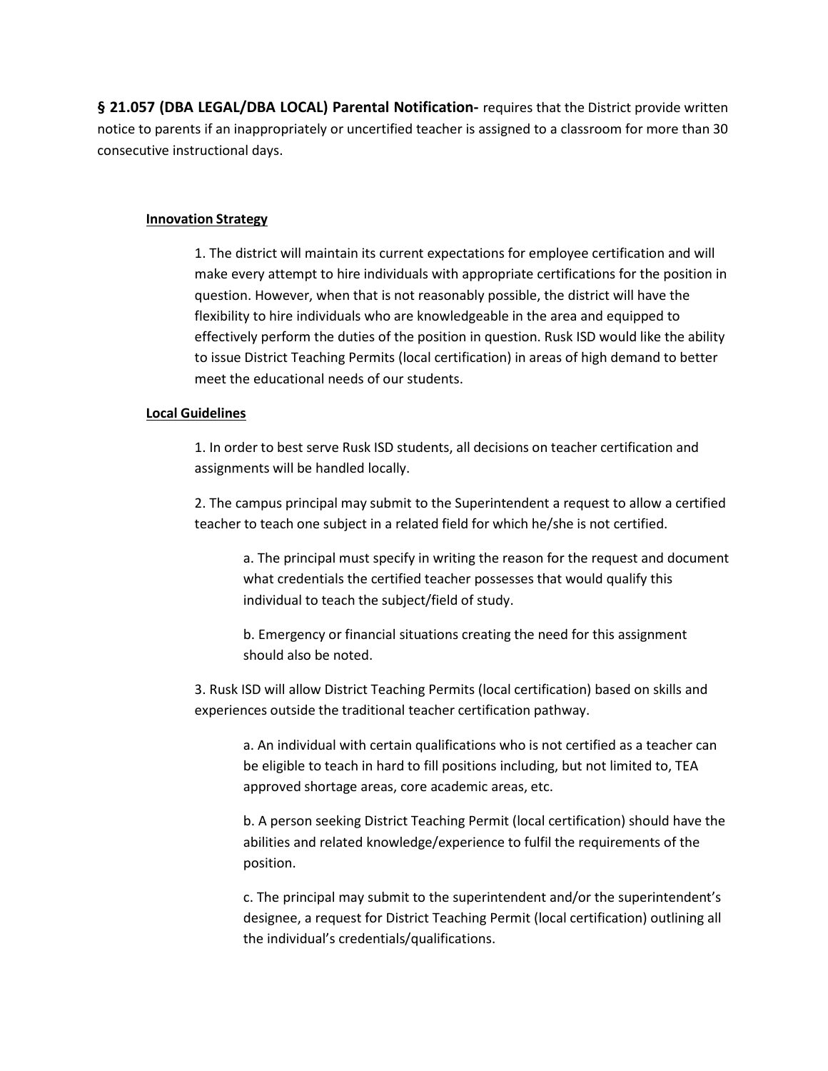**§ 21.057 (DBA LEGAL/DBA LOCAL) Parental Notification-** requires that the District provide written notice to parents if an inappropriately or uncertified teacher is assigned to a classroom for more than 30 consecutive instructional days.

**Innovation Strategy**

1. The district will maintain its current expectations for employee certification and will make every attempt to hire individuals with appropriate certifications for the position in question. However, when that is not reasonably possible, the district will have the flexibility to hire individuals who are knowledgeable in the area and equipped to effectively perform the duties of the position in question. Rusk ISD would like the ability to issue District Teaching Permits (local certification) in areas of high demand to better meet the educational needs of our students.

**Local Guidelines**

1. In order to best serve Rusk ISD students, all decisions on teacher certification and assignments will be handled locally.

2. The campus principal may submit to the Superintendent a request to allow a certified teacher to teach one subject in a related field for which he/she is not certified.

   a. The principal must specify in writing the reason for the request and document what credentials the certified teacher possesses that would qualify this individual to teach the subject/field of study.

   b. Emergency or financial situations creating the need for this assignment should also be noted.

3. Rusk ISD will allow District Teaching Permits (local certification) based on skills and experiences outside the traditional teacher certification pathway.

   a. An individual with certain qualifications who is not certified as a teacher can be eligible to teach in hard to fill positions including, but not limited to, TEA approved shortage areas, core academic areas, etc.

   b. A person seeking District Teaching Permit (local certification) should have the abilities and related knowledge/experience to fulfil the requirements of the position.

   c. The principal may submit to the superintendent and/or the superintendent's designee, a request for District Teaching Permit (local certification) outlining all the individual's credentials/qualifications.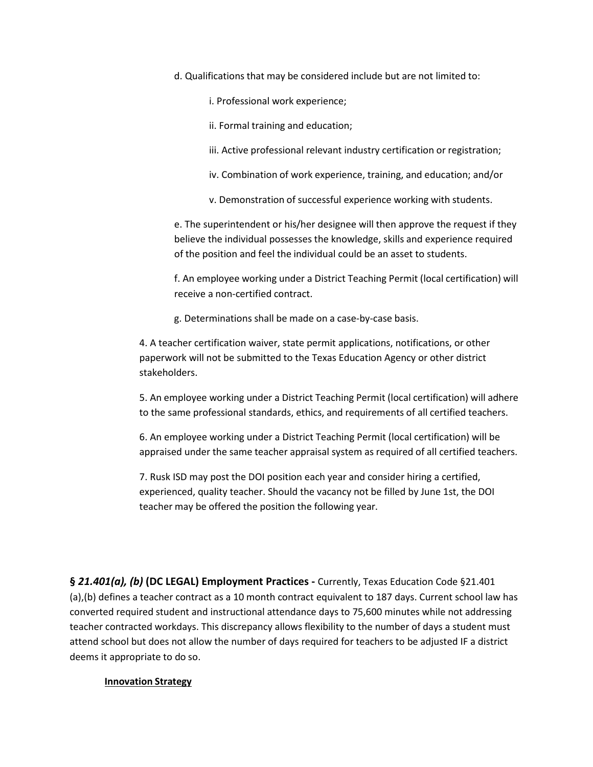d. Qualifications that may be considered include but are not limited to:

i. Professional work experience;

ii. Formal training and education;

iii. Active professional relevant industry certification or registration;

iv. Combination of work experience, training, and education; and/or

v. Demonstration of successful experience working with students.

e. The superintendent or his/her designee will then approve the request if they believe the individual possesses the knowledge, skills and experience required of the position and feel the individual could be an asset to students.

f. An employee working under a District Teaching Permit (local certification) will receive a non-certified contract.

g. Determinations shall be made on a case-by-case basis.

4. A teacher certification waiver, state permit applications, notifications, or other paperwork will not be submitted to the Texas Education Agency or other district stakeholders.

5. An employee working under a District Teaching Permit (local certification) will adhere to the same professional standards, ethics, and requirements of all certified teachers.

6. An employee working under a District Teaching Permit (local certification) will be appraised under the same teacher appraisal system as required of all certified teachers.

7. Rusk ISD may post the DOI position each year and consider hiring a certified, experienced, quality teacher. Should the vacancy not be filled by June 1st, the DOI teacher may be offered the position the following year.

**§ *21.401(a), (b)* (DC LEGAL) Employment Practices -** Currently, Texas Education Code §21.401 (a),(b) defines a teacher contract as a 10 month contract equivalent to 187 days. Current school law has converted required student and instructional attendance days to 75,600 minutes while not addressing teacher contracted workdays. This discrepancy allows flexibility to the number of days a student must attend school but does not allow the number of days required for teachers to be adjusted IF a district deems it appropriate to do so.

**<u>Innovation Strategy</u>**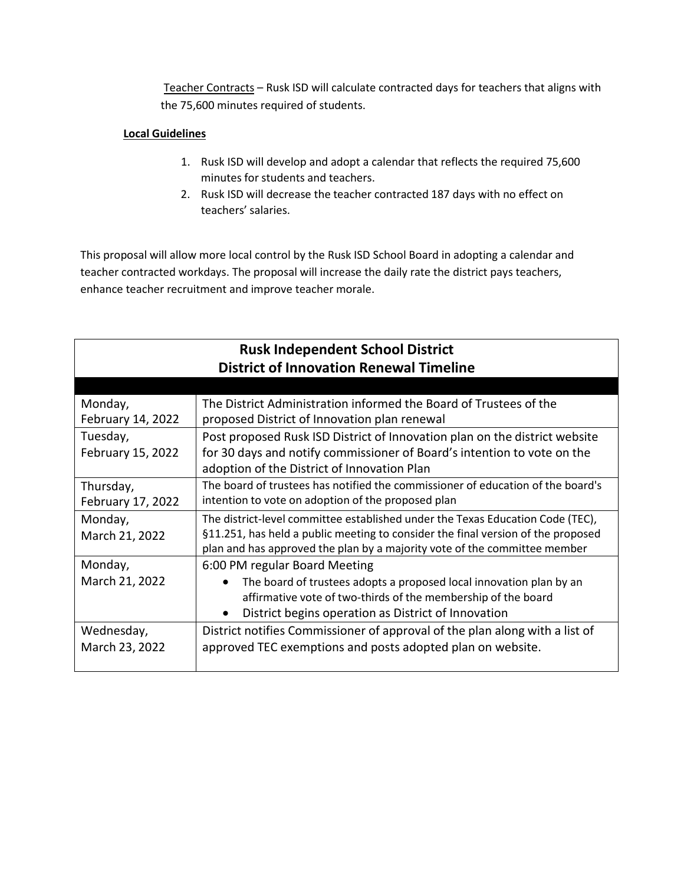Teacher Contracts – Rusk ISD will calculate contracted days for teachers that aligns with the 75,600 minutes required of students.

**Local Guidelines**

1. Rusk ISD will develop and adopt a calendar that reflects the required 75,600 minutes for students and teachers.
2. Rusk ISD will decrease the teacher contracted 187 days with no effect on teachers' salaries.

This proposal will allow more local control by the Rusk ISD School Board in adopting a calendar and teacher contracted workdays. The proposal will increase the daily rate the district pays teachers, enhance teacher recruitment and improve teacher morale.

| Rusk Independent School District<br>District of Innovation Renewal Timeline | |
|---|---|
| Monday,<br>February 14, 2022 | The District Administration informed the Board of Trustees of the proposed District of Innovation plan renewal |
| Tuesday,<br>February 15, 2022 | Post proposed Rusk ISD District of Innovation plan on the district website for 30 days and notify commissioner of Board's intention to vote on the adoption of the District of Innovation Plan |
| Thursday,<br>February 17, 2022 | The board of trustees has notified the commissioner of education of the board's intention to vote on adoption of the proposed plan |
| Monday,<br>March 21, 2022 | The district-level committee established under the Texas Education Code (TEC), §11.251, has held a public meeting to consider the final version of the proposed plan and has approved the plan by a majority vote of the committee member |
| Monday,<br>March 21, 2022 | 6:00 PM regular Board Meeting<br>• The board of trustees adopts a proposed local innovation plan by an affirmative vote of two-thirds of the membership of the board<br>• District begins operation as District of Innovation |
| Wednesday,<br>March 23, 2022 | District notifies Commissioner of approval of the plan along with a list of approved TEC exemptions and posts adopted plan on website. |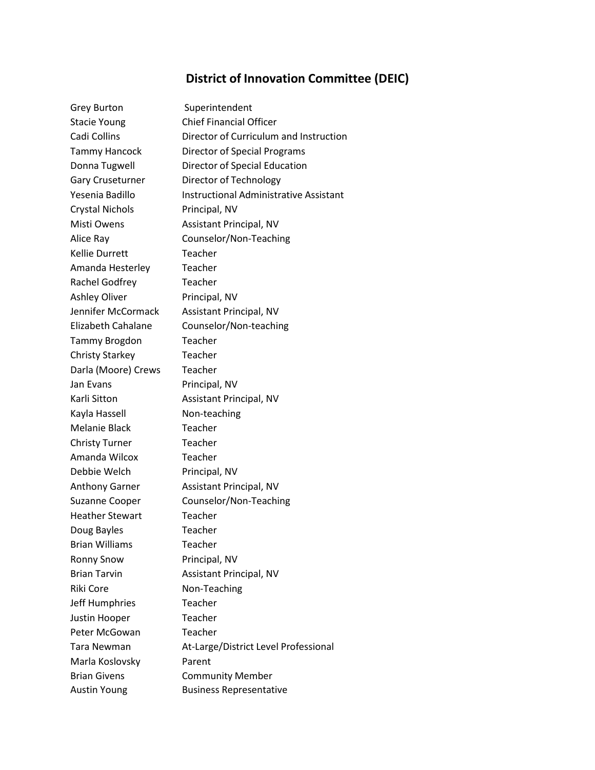## District of Innovation Committee (DEIC)

| | |
|---|---|
| Grey Burton | Superintendent |
| Stacie Young | Chief Financial Officer |
| Cadi Collins | Director of Curriculum and Instruction |
| Tammy Hancock | Director of Special Programs |
| Donna Tugwell | Director of Special Education |
| Gary Cruseturner | Director of Technology |
| Yesenia Badillo | Instructional Administrative Assistant |
| Crystal Nichols | Principal, NV |
| Misti Owens | Assistant Principal, NV |
| Alice Ray | Counselor/Non-Teaching |
| Kellie Durrett | Teacher |
| Amanda Hesterley | Teacher |
| Rachel Godfrey | Teacher |
| Ashley Oliver | Principal, NV |
| Jennifer McCormack | Assistant Principal, NV |
| Elizabeth Cahalane | Counselor/Non-teaching |
| Tammy Brogdon | Teacher |
| Christy Starkey | Teacher |
| Darla (Moore) Crews | Teacher |
| Jan Evans | Principal, NV |
| Karli Sitton | Assistant Principal, NV |
| Kayla Hassell | Non-teaching |
| Melanie Black | Teacher |
| Christy Turner | Teacher |
| Amanda Wilcox | Teacher |
| Debbie Welch | Principal, NV |
| Anthony Garner | Assistant Principal, NV |
| Suzanne Cooper | Counselor/Non-Teaching |
| Heather Stewart | Teacher |
| Doug Bayles | Teacher |
| Brian Williams | Teacher |
| Ronny Snow | Principal, NV |
| Brian Tarvin | Assistant Principal, NV |
| Riki Core | Non-Teaching |
| Jeff Humphries | Teacher |
| Justin Hooper | Teacher |
| Peter McGowan | Teacher |
| Tara Newman | At-Large/District Level Professional |
| Marla Koslovsky | Parent |
| Brian Givens | Community Member |
| Austin Young | Business Representative |